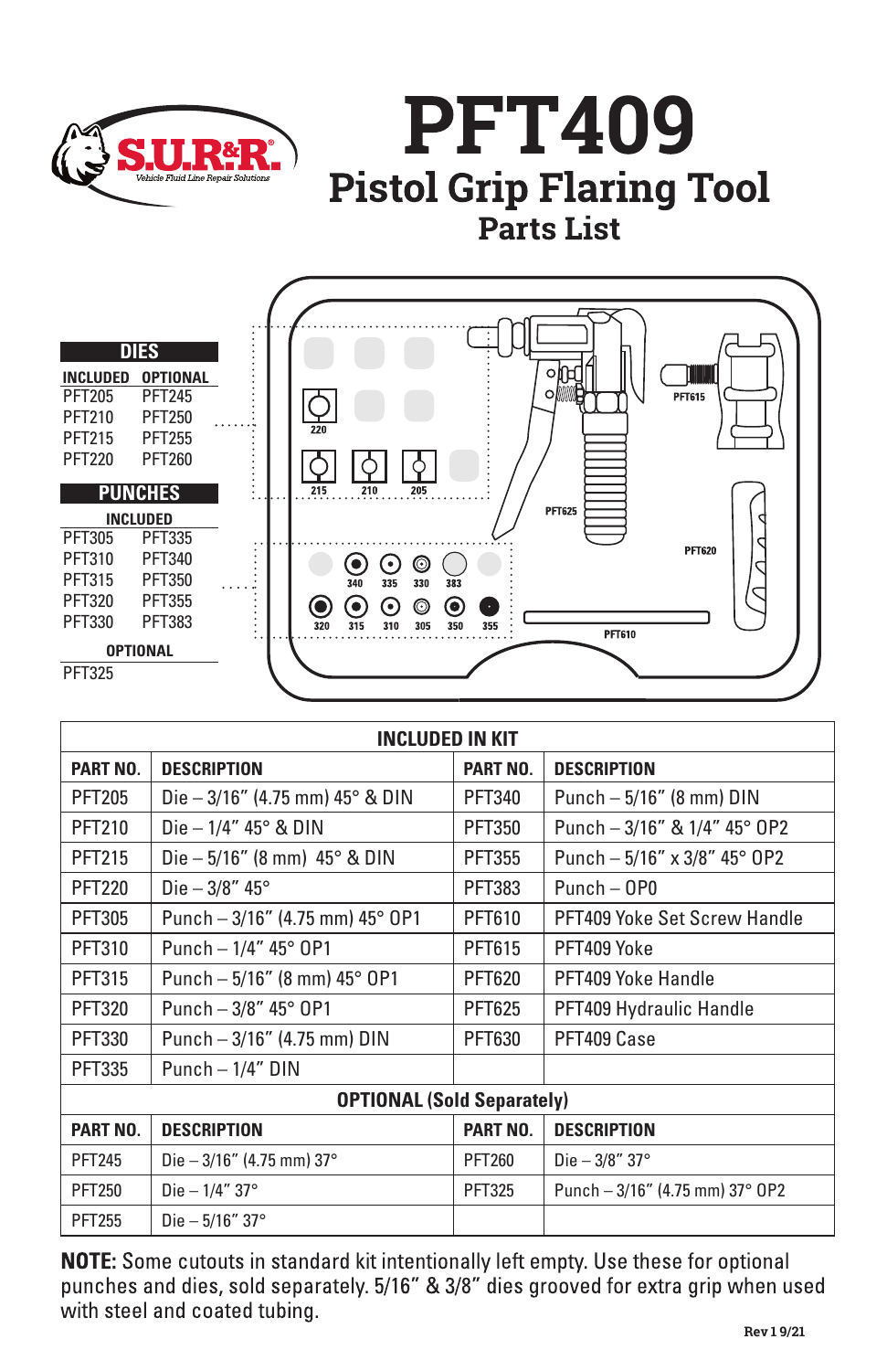S.U.R.&R. Vehicle Fluid Line Repair Solutions

# PFT409

## Pistol Grip Flaring Tool

### Parts List

**DIES**

| INCLUDED | OPTIONAL |
|---|---|
| PFT205 | PFT245 |
| PFT210 | PFT250 |
| PFT215 | PFT255 |
| PFT220 | PFT260 |

**PUNCHES**

| INCLUDED | |
|---|---|
| PFT305 | PFT335 |
| PFT310 | PFT340 |
| PFT315 | PFT350 |
| PFT320 | PFT355 |
| PFT330 | PFT383 |

| OPTIONAL |
|---|
| PFT325 |

220, 215, 210, 205, 340, 335, 330, 383, 320, 315, 310, 305, 350, 355, PFT615, PFT625, PFT620, PFT610

| INCLUDED IN KIT | | | |
|---|---|---|---|
| **PART NO.** | **DESCRIPTION** | **PART NO.** | **DESCRIPTION** |
| PFT205 | Die – 3/16" (4.75 mm) 45° & DIN | PFT340 | Punch – 5/16" (8 mm) DIN |
| PFT210 | Die – 1/4" 45° & DIN | PFT350 | Punch – 3/16" & 1/4" 45° OP2 |
| PFT215 | Die – 5/16" (8 mm) 45° & DIN | PFT355 | Punch – 5/16" x 3/8" 45° OP2 |
| PFT220 | Die – 3/8" 45° | PFT383 | Punch – OP0 |
| PFT305 | Punch – 3/16" (4.75 mm) 45° OP1 | PFT610 | PFT409 Yoke Set Screw Handle |
| PFT310 | Punch – 1/4" 45° OP1 | PFT615 | PFT409 Yoke |
| PFT315 | Punch – 5/16" (8 mm) 45° OP1 | PFT620 | PFT409 Yoke Handle |
| PFT320 | Punch – 3/8" 45° OP1 | PFT625 | PFT409 Hydraulic Handle |
| PFT330 | Punch – 3/16" (4.75 mm) DIN | PFT630 | PFT409 Case |
| PFT335 | Punch – 1/4" DIN | | |
| **OPTIONAL (Sold Separately)** | | | |
| **PART NO.** | **DESCRIPTION** | **PART NO.** | **DESCRIPTION** |
| PFT245 | Die – 3/16" (4.75 mm) 37° | PFT260 | Die – 3/8" 37° |
| PFT250 | Die – 1/4" 37° | PFT325 | Punch – 3/16" (4.75 mm) 37° OP2 |
| PFT255 | Die – 5/16" 37° | | |

**NOTE:** Some cutouts in standard kit intentionally left empty. Use these for optional punches and dies, sold separately. 5/16" & 3/8" dies grooved for extra grip when used with steel and coated tubing.

Rev 1 9/21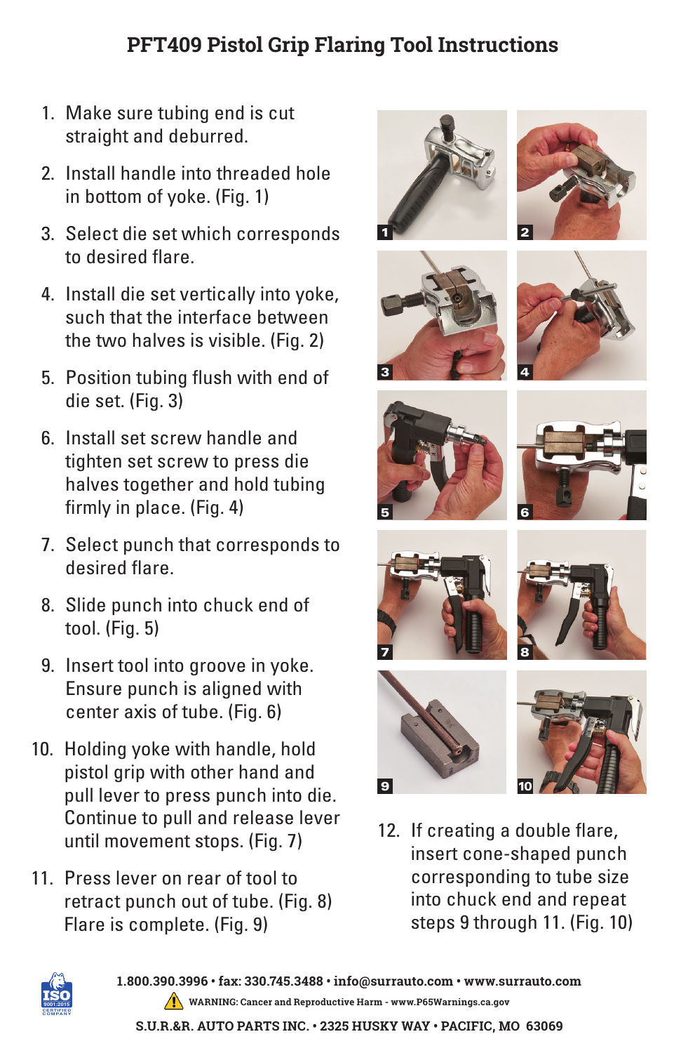# PFT409 Pistol Grip Flaring Tool Instructions

1. Make sure tubing end is cut straight and deburred.
2. Install handle into threaded hole in bottom of yoke. (Fig. 1)
3. Select die set which corresponds to desired flare.
4. Install die set vertically into yoke, such that the interface between the two halves is visible. (Fig. 2)
5. Position tubing flush with end of die set. (Fig. 3)
6. Install set screw handle and tighten set screw to press die halves together and hold tubing firmly in place. (Fig. 4)
7. Select punch that corresponds to desired flare.
8. Slide punch into chuck end of tool. (Fig. 5)
9. Insert tool into groove in yoke. Ensure punch is aligned with center axis of tube. (Fig. 6)
10. Holding yoke with handle, hold pistol grip with other hand and pull lever to press punch into die. Continue to pull and release lever until movement stops. (Fig. 7)
11. Press lever on rear of tool to retract punch out of tube. (Fig. 8) Flare is complete. (Fig. 9)
12. If creating a double flare, insert cone-shaped punch corresponding to tube size into chuck end and repeat steps 9 through 11. (Fig. 10)

1.800.390.3996 • fax: 330.745.3488 • info@surrauto.com • www.surrauto.com

WARNING: Cancer and Reproductive Harm - www.P65Warnings.ca.gov

S.U.R.&R. AUTO PARTS INC. • 2325 HUSKY WAY • PACIFIC, MO 63069